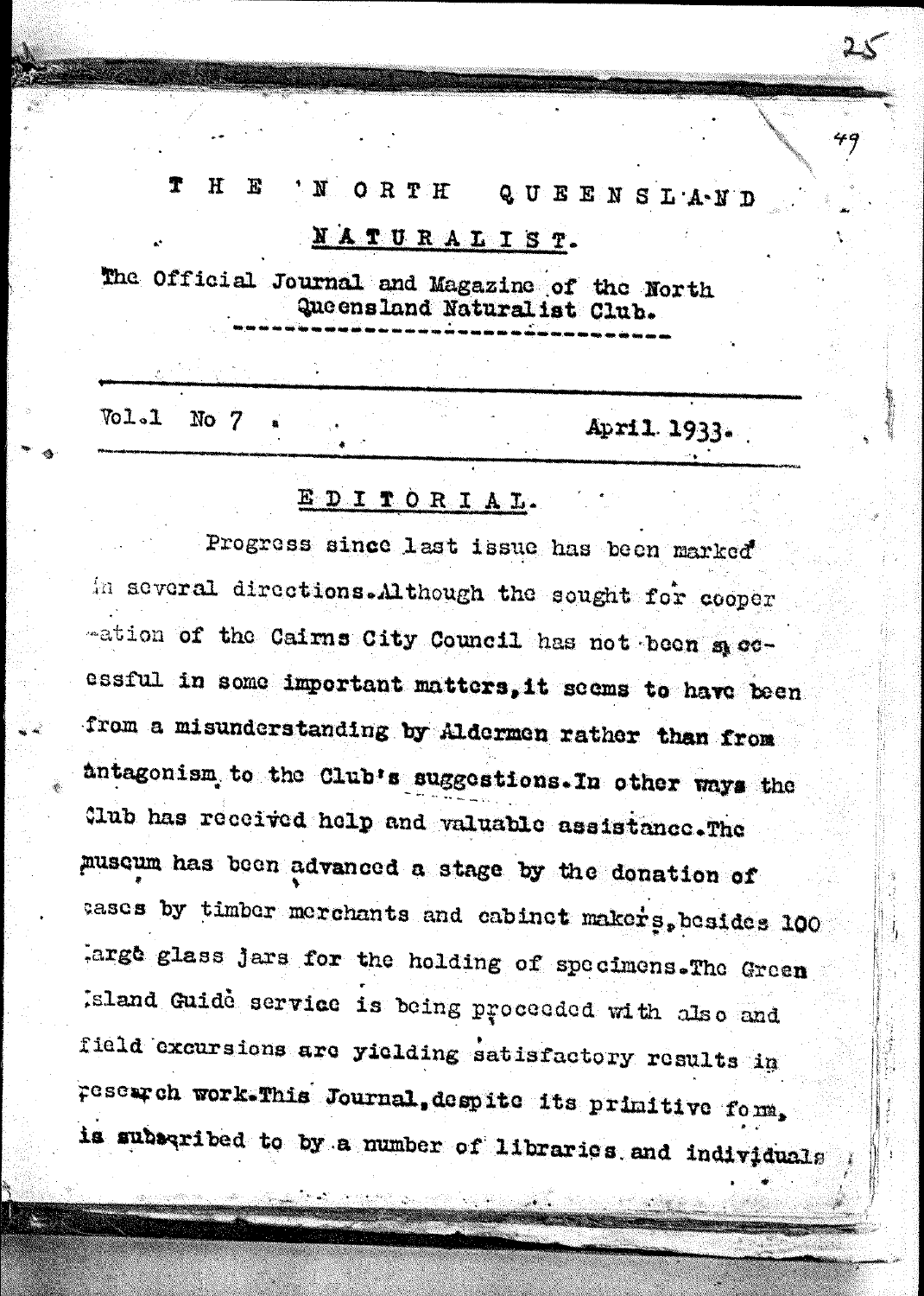# THE NORTH QUEENSLAND NATURALIST.

The Official Journal and Magazine of the North Queensland Naturalist Club.

Vol.1 No 7 . April 1933.

## EDITORIAL.

Progress since last issue has been marked in several directions. Although the sought for cooperation of the Cairns City Council has not been successful in some important matters, it seems to have been from a misunderstanding by Aldermen rather than from antagonism to the Club's suggestions. In other ways the Club has received help and valuable assistance. The museum has been advanced a stage by the donation of cases by timber merchants and cabinet makers, besides 100 large glass jars for the holding of specimens. The Green Island Guide service is being proceeded with also and field excursions are yielding satisfactory results in research work. This Journal, despite its primitive form, is subscribed to by a number of libraries and individuals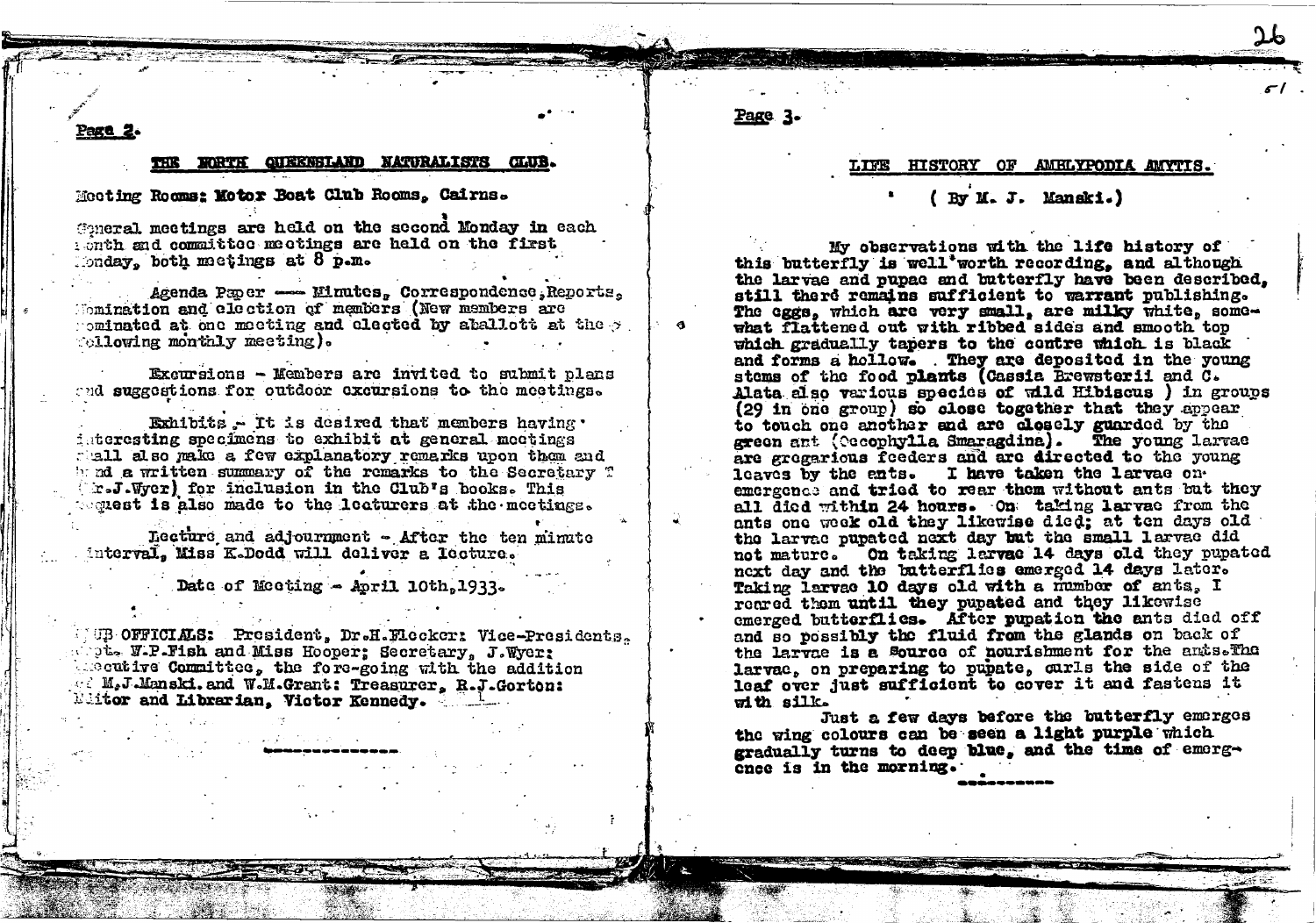## THE NORTH QUEENSLAND NATURALISTS CLUB.

Meeting Rooms: Motor Boat Club Rooms, Cairns.

General meetings are held on the second Monday in each month and committee meetings are held on the first Monday, both meetings at 8 p.m.

Agenda Paper — Minutes, Correspondence, Reports, Nomination and election of members (New members are nominated at one meeting and elected by aballott at the following monthly meeting).

Excursions - Members are invited to submit plans and suggestions for outdoor excursions to the meetings.

Exhibits - It is desired that members having interesting specimens to exhibit at general meetings shall also make a few explanatory remarks upon them and hand a written summary of the remarks to the Secretary (Mr.J.Wyer) for inclusion in the Club's books. This request is also made to the lecturers at the meetings.

Lecture and adjournment - After the ten minute interval, Miss K.Dodd will deliver a lecture.

Date of Meeting - April 10th,1933.

CLUB OFFICIALS: President, Dr.H.Flecker: Vice-Presidents, Capt. W.P.Fish and Miss Hooper; Secretary, J.Wyer; Executive Committee, the fore-going with the addition of M.J.Manski. and W.M.Grant: Treasurer, R.J.Gorton: Editor and Librarian, Victor Kennedy.

---

## LIFE HISTORY OF AMBLYPODIA AMYTIS.

( By M. J. Manski.)

My observations with the life history of this butterfly is well worth recording, and although the larvae and pupae and butterfly have been described, still there remains sufficient to warrant publishing. The eggs, which are very small, are milky white, somewhat flattened out with ribbed sides and smooth top which gradually tapers to the centre which is black and forms a hollow. They are deposited in the young stems of the food plants (Cassia Brewsterii and C. Alata also various species of wild Hibiscus ) in groups (29 in one group) so close together that they appear to touch one another and are closely guarded by the green ant (Oecophylla Smaragdina). The young larvae are gregarious feeders and are directed to the young leaves by the ants. I have taken the larvae on emergence and tried to rear them without ants but they all died within 24 hours. On taking larvae from the ants one week old they likewise died; at ten days old the larvae pupated next day but the small larvae did not mature. On taking larvae 14 days old they pupated next day and the butterflies emerged 14 days later. Taking larvae 10 days old with a number of ants, I reared them until they pupated and they likewise emerged butterflies. After pupation the ants died off and so possibly the fluid from the glands on back of the larvae is a source of nourishment for the ants. The larvae, on preparing to pupate, curls the side of the leaf over just sufficient to cover it and fastens it with silk.

Just a few days before the butterfly emerges the wing colours can be seen a light purple which gradually turns to deep blue, and the time of emergence is in the morning.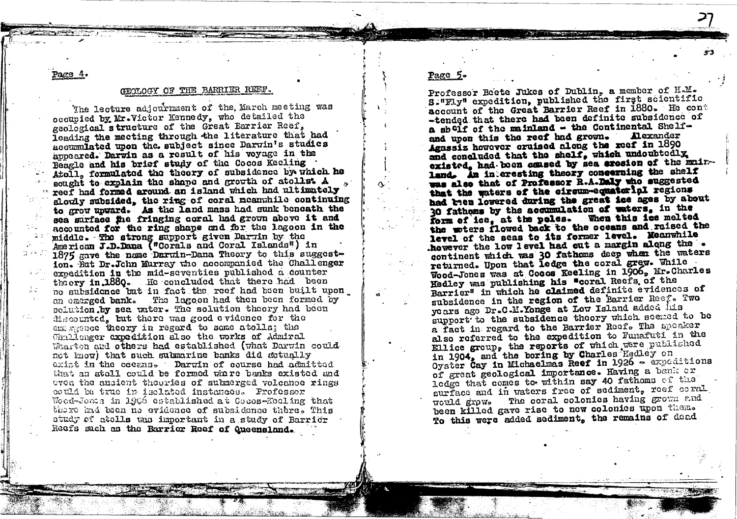Page 4.

## GEOLOGY OF THE BARRIER REEF.

The lecture adjournment of the March meeting was occupied by Mr. Victor Kennedy, who detailed the geological structure of the Great Barrier Reef, leading the meeting through the literature that had accumulated upon the subject since Darwin's studies appeared. Darwin as a result of his voyage in the Beagle and his brief study of the Cocos Keeling Atoll, formulated the theory of subsidence by which he sought to explain the shape and growth of atolls. A reef had formed around an island which had ultimately slowly subsided, the ring of coral meanwhile continuing to grow upward. As the land mass had sunk beneath the sea surface the fringing coral had grown above it and accounted for the ring shape and for the lagoon in the middle. The strong support given Darwin by the American J.D.Dana ("Corals and Coral Islands") in 1875 gave the name Darwin-Dana Theory to this suggestion. But Dr.John Murray who accompanied the Challenger expedition in the mid-seventies published a counter theory in 1880. He concluded that there had been no subsidence but in fact the reef had been built upon an emerged bank. The lagoon had then been formed by solution by sea water. The solution theory had been discounted, but there was good evidence for the emergence theory in regard to some atolls; the Challenger expedition also the works of Admiral Wharton and others had established (what Darwin could not know) that such submarine banks did actually exist in the oceans. Darwin of course had admitted that an atoll could be formed where banks existed and even the ancient theories of submerged volcanoe rings could be true in isolated instances. Professor Wood-Jones in 1906 established at Cocos-Keeling that there had been no evidence of subsidence there. This study of atolls was important in a study of Barrier Reefs such as the Barrier Reef of Queensland.

Page 5.

Professor Beete Jukes of Dublin, a member of H.M.S."Fly" expedition, published the first scientific account of the Great Barrier Reef in 1880. He contended that there had been definite subsidence of a shelf of the mainland - the Continental Shelf- and upon this the reef had grown. Alexander Agassiz however cruised along the reef in 1890 and concluded that the shelf, which undoubtedly existed, had been caused by sea erosion of the mainland. An interesting theory concerning the shelf was also that of Professor R.A.Daly who suggested that the waters of the circum-equatorial regions had been lowered during the great ice ages by about 30 fathoms by the accumulation of waters, in the form of ice, at the poles. When this ice melted the waters flowed back to the oceans and raised the level of the seas to its former level. Meanwhile however the low level had cut a margin along the continent which was 30 fathoms deep when the waters returned. Upon that ledge the coral grew. While Wood-Jones was at Cocos Keeling in 1906, Mr.Charles Hedley was publishing his "coral Reefs of the Barrier" in which he claimed definite evidences of subsidence in the region of the Barrier Reef. Two years ago Dr.C.M.Yonge at Low Island added his support to the subsidence theory which seemed to be a fact in regard to the Barrier Reef. The speaker also referred to the expedition to Funafuti in the Ellice group, the reports of which were published in 1904, and the boring by Charles Hedley on Oyster Cay in Michaelmas Reef in 1926 - expeditions of great geological importance. Having a bank or ledge that comes to within say 40 fathoms of the surface and in waters free of sediment, reef coral would grow. The coral colonies having grown and been killed gave rise to new colonies upon them. To this were added sediment, the remains of dead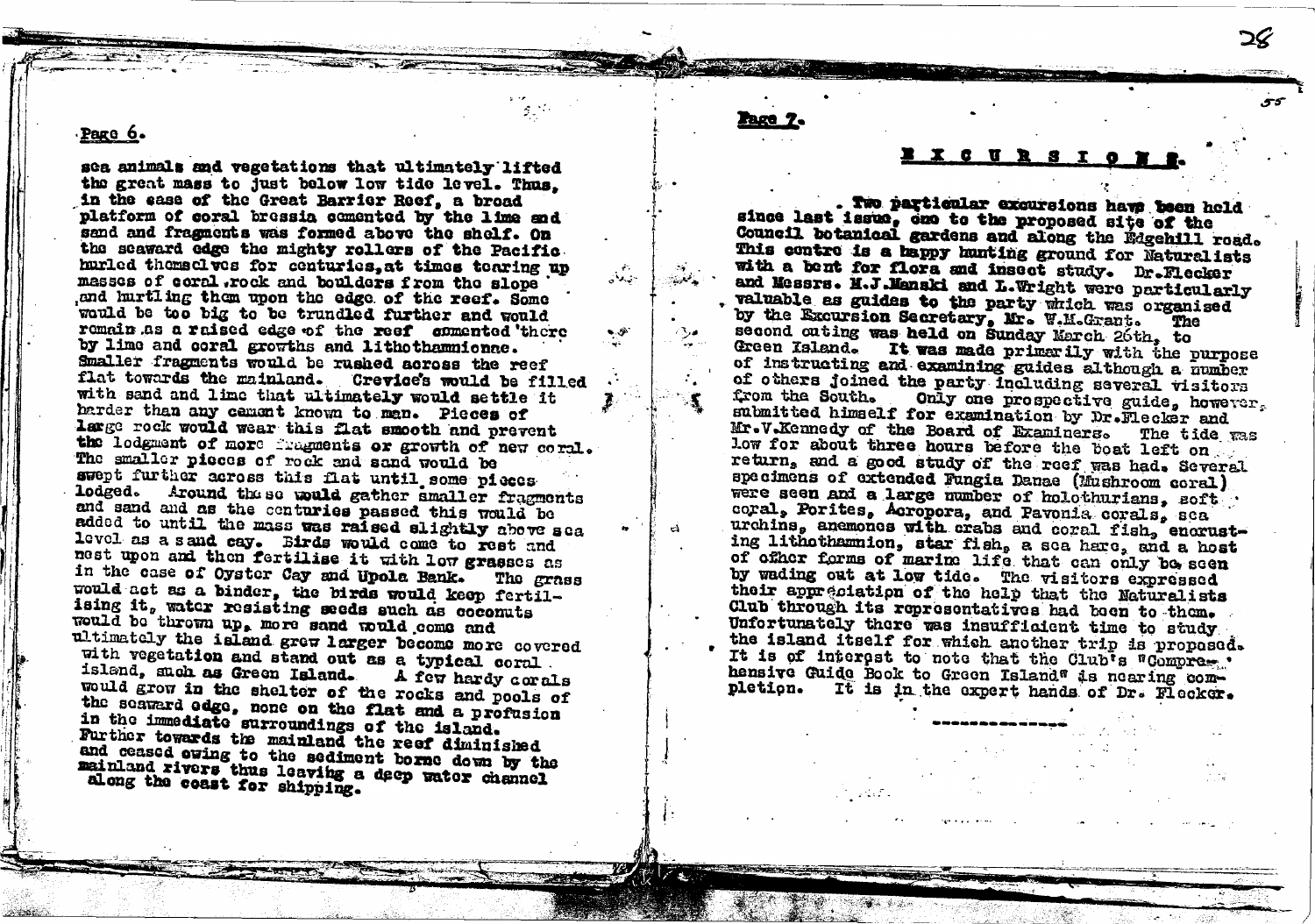sea animals and vegetations that ultimately lifted the great mass to just below low tide level. Thus, in the case of the Great Barrier Reef, a broad platform of coral brecsia cemented by the lime and sand and fragments was formed above the shelf. On the seaward edge the mighty rollers of the Pacific hurled themselves for centuries, at times tearing up masses of coral, rock and boulders from the slope and hurtling them upon the edge of the reef. Some would be too big to be trundled further and would remain as a raised edge of the reef cemented there by lime and coral growths and lithothamnionae. Smaller fragments would be rushed across the reef flat towards the mainland. Crevices would be filled with sand and lime that ultimately would settle it harder than any cement known to man. Pieces of large rock would wear this flat smooth and prevent the lodgment of more fragments or growth of new coral. The smaller pieces of rock and sand would be swept further across this flat until some pieces lodged. Around these would gather smaller fragments and sand and as the centuries passed this would be added to until the mass was raised slightly above sea level as a sand cay. Birds would come to rest and nest upon and then fertilise it with low grasses as in the case of Oyster Cay and Upola Bank. The grass would act as a binder, the birds would keep fertilising it, water resisting seeds such as coconuts would be thrown up, more sand would come and ultimately the island grew larger become more covered with vegetation and stand out as a typical coral island, such as Green Island. A few hardy corals would grow in the shelter of the rocks and pools of the seaward edge, none on the flat and a profusion in the immediate surroundings of the island. Further towards the mainland the reef diminished and ceased owing to the sediment borne down by the mainland rivers thus leaving a deep water channel along the coast for shipping.

## E X C U R S I O N S.

Two particular excursions have been held since last issue, one to the proposed site of the Council botanical gardens and along the Edgehill road. This centre is a happy hunting ground for Naturalists with a bent for flora and insect study. Dr. Flecker and Messrs. M.J.Manski and L.Wright were particularly valuable as guides to the party which was organised by the Excursion Secretary, Mr. W.M.Grant. The second outing was held on Sunday March 26th, to Green Island. It was made primarily with the purpose of instructing and examining guides although a number of others joined the party including several visitors from the South. Only one prospective guide, however, submitted himself for examination by Dr. Flecker and Mr. V.Kennedy of the Board of Examiners. The tide was low for about three hours before the boat left on return, and a good study of the reef was had. Several specimens of extended Fungia Danae (Mushroom coral) were seen and a large number of holothurians, soft coral, Porites, Acropora, and Pavonia corals, sea urchins, anemones with crabs and coral fish, encrusting lithothamnion, star fish, a sea hare, and a host of other forms of marine life that can only be seen by wading out at low tide. The visitors expressed their appreciation of the help that the Naturalists Club through its representatives had been to them. Unfortunately there was insufficient time to study the island itself for which another trip is proposed. It is of interest to note that the Club's "Comprehensive Guide Book to Green Island" is nearing completion. It is in the expert hands of Dr. Flecker.

---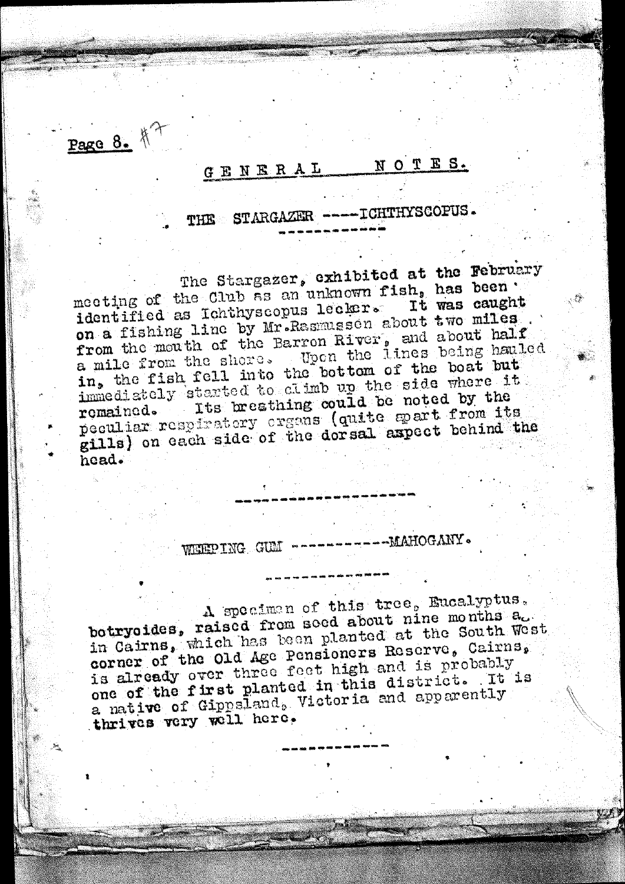# GENERAL NOTES.

## THE STARGAZER ----ICHTHYSCOPUS.

The Stargazer, exhibited at the February meeting of the Club as an unknown fish, has been identified as Ichthyscopus lecker. It was caught on a fishing line by Mr. Rasmussen about two miles from the mouth of the Barron River, and about half a mile from the shore. Upon the lines being hauled in, the fish fell into the bottom of the boat but immediately started to climb up the side where it remained. Its breathing could be noted by the peculiar respiratory organs (quite apart from its gills) on each side of the dorsal aspect behind the head.

---

## WEEPING GUM -----------MAHOGANY.

A specimen of this tree, Eucalyptus. botryoides, raised from seed about nine months a. in Cairns, which has been planted at the South West corner of the Old Age Pensioners Reserve, Cairns, is already over three feet high and is probably one of the first planted in this district. It is a native of Gippsland, Victoria and apparently thrives very well here.

---